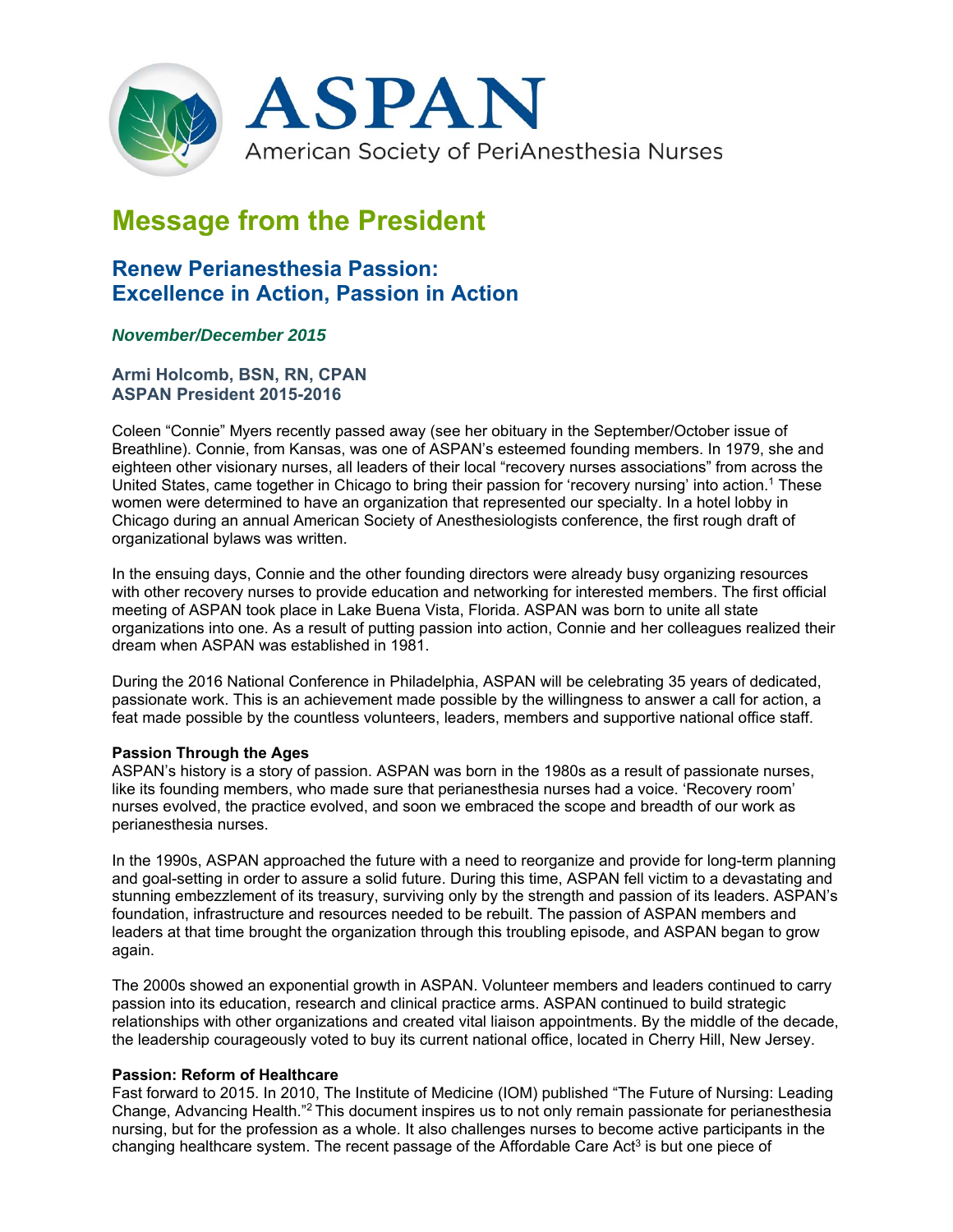# ASPAN

American Society of PeriAnesthesia Nurses

## Message from the President

### Renew Perianesthesia Passion: Excellence in Action, Passion in Action

***November/December 2015***

**Armi Holcomb, BSN, RN, CPAN**
**ASPAN President 2015-2016**

Coleen "Connie" Myers recently passed away (see her obituary in the September/October issue of Breathline). Connie, from Kansas, was one of ASPAN's esteemed founding members. In 1979, she and eighteen other visionary nurses, all leaders of their local "recovery nurses associations" from across the United States, came together in Chicago to bring their passion for 'recovery nursing' into action.[1] These women were determined to have an organization that represented our specialty. In a hotel lobby in Chicago during an annual American Society of Anesthesiologists conference, the first rough draft of organizational bylaws was written.

In the ensuing days, Connie and the other founding directors were already busy organizing resources with other recovery nurses to provide education and networking for interested members. The first official meeting of ASPAN took place in Lake Buena Vista, Florida. ASPAN was born to unite all state organizations into one. As a result of putting passion into action, Connie and her colleagues realized their dream when ASPAN was established in 1981.

During the 2016 National Conference in Philadelphia, ASPAN will be celebrating 35 years of dedicated, passionate work. This is an achievement made possible by the willingness to answer a call for action, a feat made possible by the countless volunteers, leaders, members and supportive national office staff.

**Passion Through the Ages**
ASPAN's history is a story of passion. ASPAN was born in the 1980s as a result of passionate nurses, like its founding members, who made sure that perianesthesia nurses had a voice. 'Recovery room' nurses evolved, the practice evolved, and soon we embraced the scope and breadth of our work as perianesthesia nurses.

In the 1990s, ASPAN approached the future with a need to reorganize and provide for long-term planning and goal-setting in order to assure a solid future. During this time, ASPAN fell victim to a devastating and stunning embezzlement of its treasury, surviving only by the strength and passion of its leaders. ASPAN's foundation, infrastructure and resources needed to be rebuilt. The passion of ASPAN members and leaders at that time brought the organization through this troubling episode, and ASPAN began to grow again.

The 2000s showed an exponential growth in ASPAN. Volunteer members and leaders continued to carry passion into its education, research and clinical practice arms. ASPAN continued to build strategic relationships with other organizations and created vital liaison appointments. By the middle of the decade, the leadership courageously voted to buy its current national office, located in Cherry Hill, New Jersey.

**Passion: Reform of Healthcare**
Fast forward to 2015. In 2010, The Institute of Medicine (IOM) published "The Future of Nursing: Leading Change, Advancing Health."[2] This document inspires us to not only remain passionate for perianesthesia nursing, but for the profession as a whole. It also challenges nurses to become active participants in the changing healthcare system. The recent passage of the Affordable Care Act[3] is but one piece of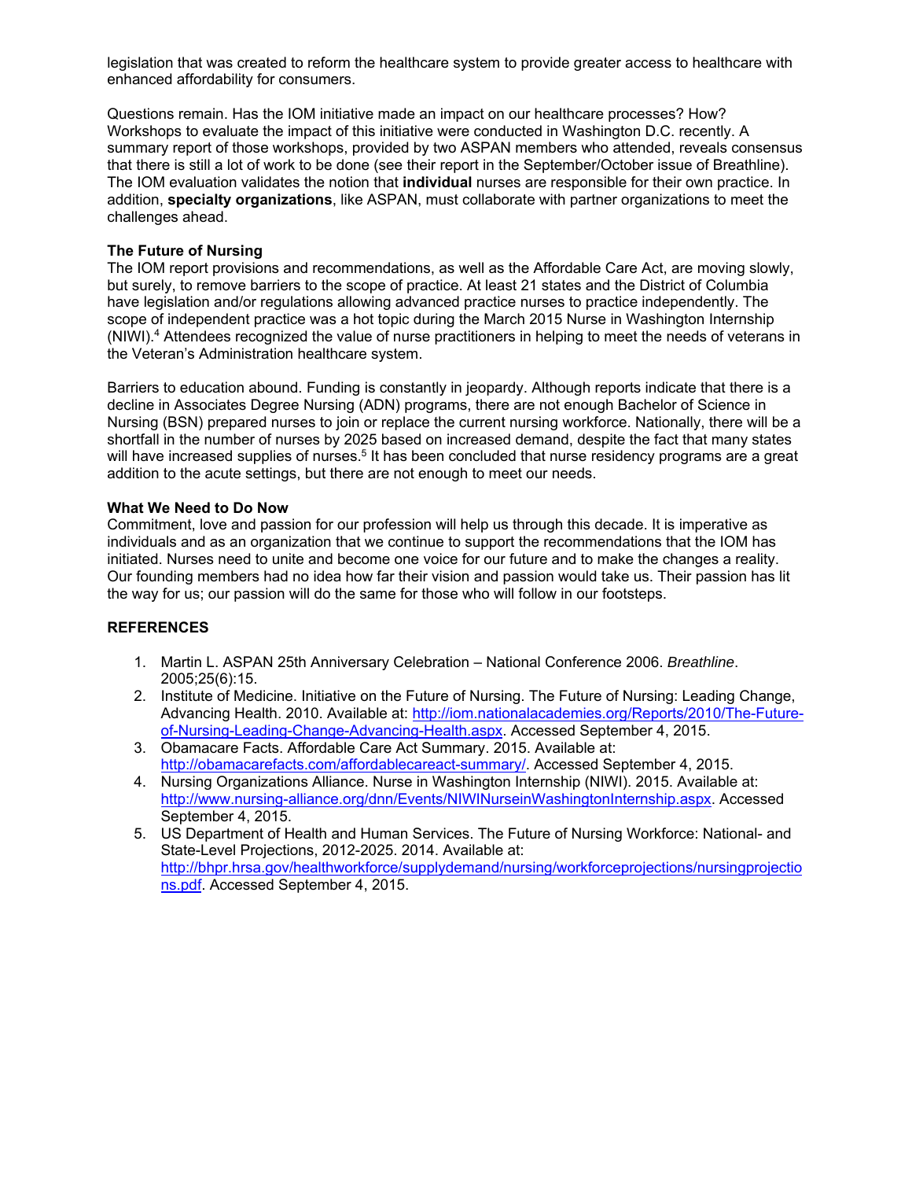legislation that was created to reform the healthcare system to provide greater access to healthcare with enhanced affordability for consumers.

Questions remain. Has the IOM initiative made an impact on our healthcare processes? How? Workshops to evaluate the impact of this initiative were conducted in Washington D.C. recently. A summary report of those workshops, provided by two ASPAN members who attended, reveals consensus that there is still a lot of work to be done (see their report in the September/October issue of Breathline). The IOM evaluation validates the notion that **individual** nurses are responsible for their own practice. In addition, **specialty organizations**, like ASPAN, must collaborate with partner organizations to meet the challenges ahead.

**The Future of Nursing**

The IOM report provisions and recommendations, as well as the Affordable Care Act, are moving slowly, but surely, to remove barriers to the scope of practice. At least 21 states and the District of Columbia have legislation and/or regulations allowing advanced practice nurses to practice independently. The scope of independent practice was a hot topic during the March 2015 Nurse in Washington Internship (NIWI).[4] Attendees recognized the value of nurse practitioners in helping to meet the needs of veterans in the Veteran's Administration healthcare system.

Barriers to education abound. Funding is constantly in jeopardy. Although reports indicate that there is a decline in Associates Degree Nursing (ADN) programs, there are not enough Bachelor of Science in Nursing (BSN) prepared nurses to join or replace the current nursing workforce. Nationally, there will be a shortfall in the number of nurses by 2025 based on increased demand, despite the fact that many states will have increased supplies of nurses.[5] It has been concluded that nurse residency programs are a great addition to the acute settings, but there are not enough to meet our needs.

**What We Need to Do Now**

Commitment, love and passion for our profession will help us through this decade. It is imperative as individuals and as an organization that we continue to support the recommendations that the IOM has initiated. Nurses need to unite and become one voice for our future and to make the changes a reality. Our founding members had no idea how far their vision and passion would take us. Their passion has lit the way for us; our passion will do the same for those who will follow in our footsteps.

**REFERENCES**

1. Martin L. ASPAN 25th Anniversary Celebration – National Conference 2006. *Breathline*. 2005;25(6):15.
2. Institute of Medicine. Initiative on the Future of Nursing. The Future of Nursing: Leading Change, Advancing Health. 2010. Available at: http://iom.nationalacademies.org/Reports/2010/The-Future-of-Nursing-Leading-Change-Advancing-Health.aspx. Accessed September 4, 2015.
3. Obamacare Facts. Affordable Care Act Summary. 2015. Available at: http://obamacarefacts.com/affordablecareact-summary/. Accessed September 4, 2015.
4. Nursing Organizations Alliance. Nurse in Washington Internship (NIWI). 2015. Available at: http://www.nursing-alliance.org/dnn/Events/NIWINurseinWashingtonInternship.aspx. Accessed September 4, 2015.
5. US Department of Health and Human Services. The Future of Nursing Workforce: National- and State-Level Projections, 2012-2025. 2014. Available at: http://bhpr.hrsa.gov/healthworkforce/supplydemand/nursing/workforceprojections/nursingprojections.pdf. Accessed September 4, 2015.